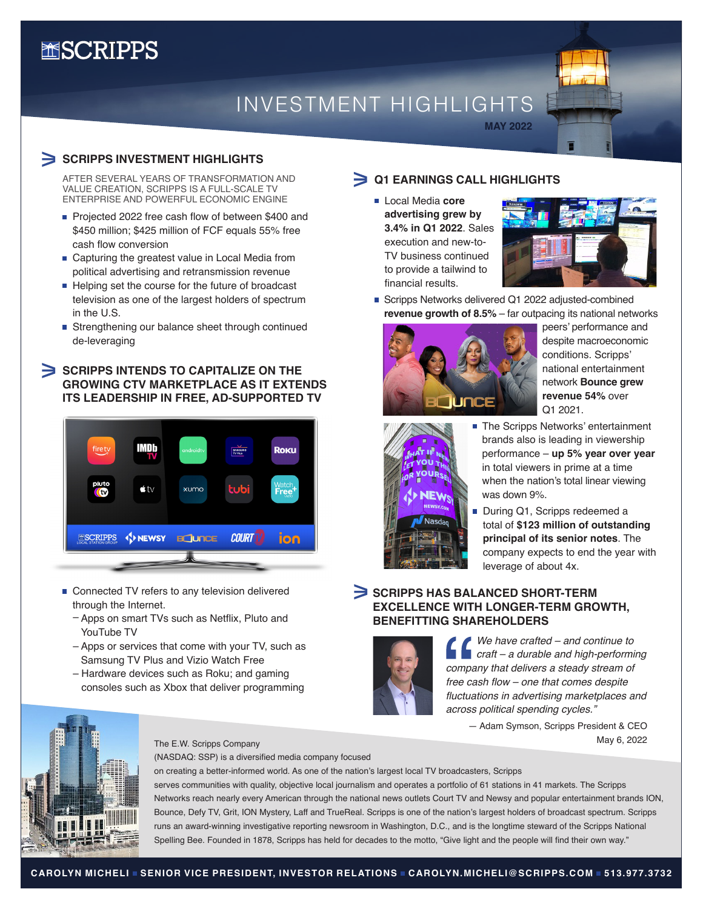# SCRIPPS

# INVESTMENT HIGHLIGHTS

MAY 2022

## SCRIPPS INVESTMENT HIGHLIGHTS

AFTER SEVERAL YEARS OF TRANSFORMATION AND VALUE CREATION, SCRIPPS IS A FULL-SCALE TV ENTERPRISE AND POWERFUL ECONOMIC ENGINE

- Projected 2022 free cash flow of between $400 and $450 million; $425 million of FCF equals 55% free cash flow conversion
- Capturing the greatest value in Local Media from political advertising and retransmission revenue
- Helping set the course for the future of broadcast television as one of the largest holders of spectrum in the U.S.
- Strengthening our balance sheet through continued de-leveraging

## SCRIPPS INTENDS TO CAPITALIZE ON THE GROWING CTV MARKETPLACE AS IT EXTENDS ITS LEADERSHIP IN FREE, AD-SUPPORTED TV

- Connected TV refers to any television delivered through the Internet.
  - Apps on smart TVs such as Netflix, Pluto and YouTube TV
  - Apps or services that come with your TV, such as Samsung TV Plus and Vizio Watch Free
  - Hardware devices such as Roku; and gaming consoles such as Xbox that deliver programming

## Q1 EARNINGS CALL HIGHLIGHTS

- Local Media **core advertising grew by 3.4% in Q1 2022**. Sales execution and new-to-TV business continued to provide a tailwind to financial results.
- Scripps Networks delivered Q1 2022 adjusted-combined **revenue growth of 8.5%** – far outpacing its national networks peers' performance and despite macroeconomic conditions. Scripps' national entertainment network **Bounce grew revenue 54%** over Q1 2021.
- The Scripps Networks' entertainment brands also is leading in viewership performance – **up 5% year over year** in total viewers in prime at a time when the nation's total linear viewing was down 9%.
- During Q1, Scripps redeemed a total of **$123 million of outstanding principal of its senior notes**. The company expects to end the year with leverage of about 4x.

## SCRIPPS HAS BALANCED SHORT-TERM EXCELLENCE WITH LONGER-TERM GROWTH, BENEFITTING SHAREHOLDERS

*"We have crafted – and continue to craft – a durable and high-performing company that delivers a steady stream of free cash flow – one that comes despite fluctuations in advertising marketplaces and across political spending cycles."*

— Adam Symson, Scripps President & CEO
May 6, 2022

The E.W. Scripps Company (NASDAQ: SSP) is a diversified media company focused on creating a better-informed world. As one of the nation's largest local TV broadcasters, Scripps serves communities with quality, objective local journalism and operates a portfolio of 61 stations in 41 markets. The Scripps Networks reach nearly every American through the national news outlets Court TV and Newsy and popular entertainment brands ION, Bounce, Defy TV, Grit, ION Mystery, Laff and TrueReal. Scripps is one of the nation's largest holders of broadcast spectrum. Scripps runs an award-winning investigative reporting newsroom in Washington, D.C., and is the longtime steward of the Scripps National Spelling Bee. Founded in 1878, Scripps has held for decades to the motto, "Give light and the people will find their own way."

CAROLYN MICHELI ■ SENIOR VICE PRESIDENT, INVESTOR RELATIONS ■ CAROLYN.MICHELI@SCRIPPS.COM ■ 513.977.3732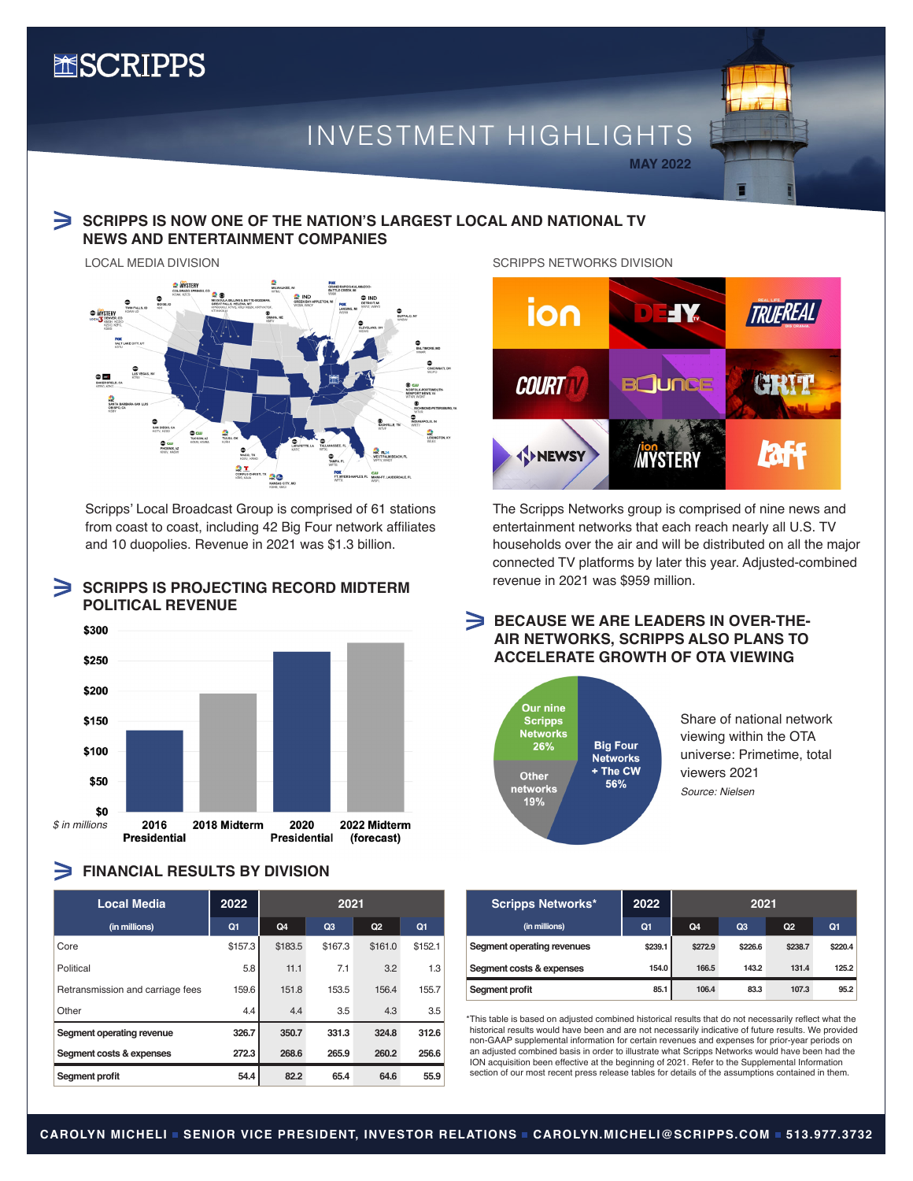# INVESTMENT HIGHLIGHTS

**MAY 2022**

## SCRIPPS IS NOW ONE OF THE NATION'S LARGEST LOCAL AND NATIONAL TV NEWS AND ENTERTAINMENT COMPANIES

LOCAL MEDIA DIVISION

Scripps' Local Broadcast Group is comprised of 61 stations from coast to coast, including 42 Big Four network affiliates and 10 duopolies. Revenue in 2021 was $1.3 billion.

SCRIPPS NETWORKS DIVISION

The Scripps Networks group is comprised of nine news and entertainment networks that each reach nearly all U.S. TV households over the air and will be distributed on all the major connected TV platforms by later this year. Adjusted-combined revenue in 2021 was $959 million.

## SCRIPPS IS PROJECTING RECORD MIDTERM POLITICAL REVENUE

$300
$250
$200
$150
$100
$50
$0
$ in millions
2016 Presidential
2018 Midterm
2020 Presidential
2022 Midterm (forecast)

## BECAUSE WE ARE LEADERS IN OVER-THE-AIR NETWORKS, SCRIPPS ALSO PLANS TO ACCELERATE GROWTH OF OTA VIEWING

Our nine Scripps Networks 26%
Big Four Networks + The CW 56%
Other networks 19%

Share of national network viewing within the OTA universe: Primetime, total viewers 2021

*Source: Nielsen*

## FINANCIAL RESULTS BY DIVISION

| Local Media | 2022 | 2021 | | | |
|---|---|---|---|---|---|
| (in millions) | Q1 | Q4 | Q3 | Q2 | Q1 |
| Core | $157.3 | $183.5 | $167.3 | $161.0 | $152.1 |
| Political | 5.8 | 11.1 | 7.1 | 3.2 | 1.3 |
| Retransmission and carriage fees | 159.6 | 151.8 | 153.5 | 156.4 | 155.7 |
| Other | 4.4 | 4.4 | 3.5 | 4.3 | 3.5 |
| **Segment operating revenue** | **326.7** | **350.7** | **331.3** | **324.8** | **312.6** |
| **Segment costs & expenses** | **272.3** | **268.6** | **265.9** | **260.2** | **256.6** |
| **Segment profit** | **54.4** | **82.2** | **65.4** | **64.6** | **55.9** |

| Scripps Networks* | 2022 | 2021 | | | |
|---|---|---|---|---|---|
| (in millions) | Q1 | Q4 | Q3 | Q2 | Q1 |
| **Segment operating revenues** | **$239.1** | **$272.9** | **$226.6** | **$238.7** | **$220.4** |
| **Segment costs & expenses** | **154.0** | **166.5** | **143.2** | **131.4** | **125.2** |
| **Segment profit** | **85.1** | **106.4** | **83.3** | **107.3** | **95.2** |

*This table is based on adjusted combined historical results that do not necessarily reflect what the historical results would have been and are not necessarily indicative of future results. We provided non-GAAP supplemental information for certain revenues and expenses for prior-year periods on an adjusted combined basis in order to illustrate what Scripps Networks would have been had the ION acquisition been effective at the beginning of 2021. Refer to the Supplemental Information section of our most recent press release tables for details of the assumptions contained in them.

CAROLYN MICHELI ■ SENIOR VICE PRESIDENT, INVESTOR RELATIONS ■ CAROLYN.MICHELI@SCRIPPS.COM ■ 513.977.3732